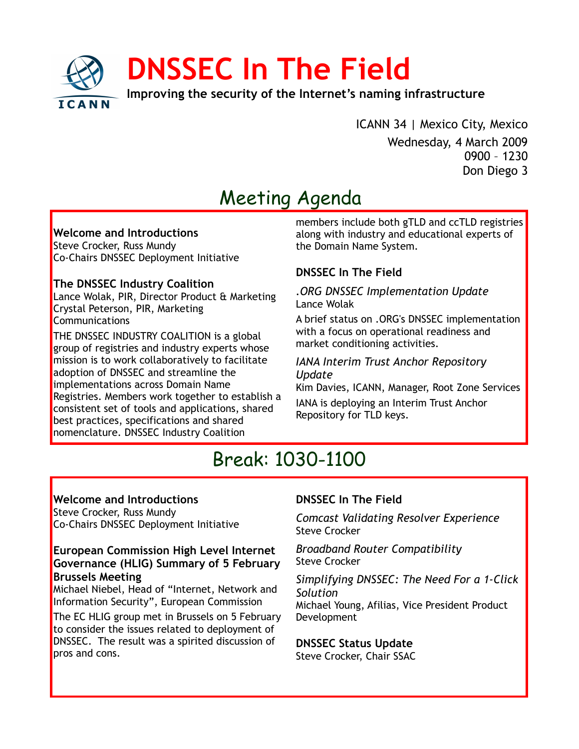# DNSSEC In The Field

**Improving the security of the Internet's naming infrastructure**

ICANN 34 | Mexico City, Mexico

Wednesday, 4 March 2009

0900 – 1230

Don Diego 3

## Meeting Agenda

**Welcome and Introductions**

Steve Crocker, Russ Mundy

Co-Chairs DNSSEC Deployment Initiative

**The DNSSEC Industry Coalition**

Lance Wolak, PIR, Director Product & Marketing

Crystal Peterson, PIR, Marketing Communications

THE DNSSEC INDUSTRY COALITION is a global group of registries and industry experts whose mission is to work collaboratively to facilitate adoption of DNSSEC and streamline the implementations across Domain Name Registries. Members work together to establish a consistent set of tools and applications, shared best practices, specifications and shared nomenclature. DNSSEC Industry Coalition members include both gTLD and ccTLD registries along with industry and educational experts of the Domain Name System.

**DNSSEC In The Field**

*.ORG DNSSEC Implementation Update*

Lance Wolak

A brief status on .ORG's DNSSEC implementation with a focus on operational readiness and market conditioning activities.

*IANA Interim Trust Anchor Repository Update*

Kim Davies, ICANN, Manager, Root Zone Services

IANA is deploying an Interim Trust Anchor Repository for TLD keys.

## Break: 1030-1100

**Welcome and Introductions**

Steve Crocker, Russ Mundy

Co-Chairs DNSSEC Deployment Initiative

**European Commission High Level Internet Governance (HLIG) Summary of 5 February Brussels Meeting**

Michael Niebel, Head of "Internet, Network and Information Security", European Commission

The EC HLIG group met in Brussels on 5 February to consider the issues related to deployment of DNSSEC. The result was a spirited discussion of pros and cons.

**DNSSEC In The Field**

*Comcast Validating Resolver Experience*

Steve Crocker

*Broadband Router Compatibility*

Steve Crocker

*Simplifying DNSSEC: The Need For a 1-Click Solution*

Michael Young, Afilias, Vice President Product Development

**DNSSEC Status Update**

Steve Crocker, Chair SSAC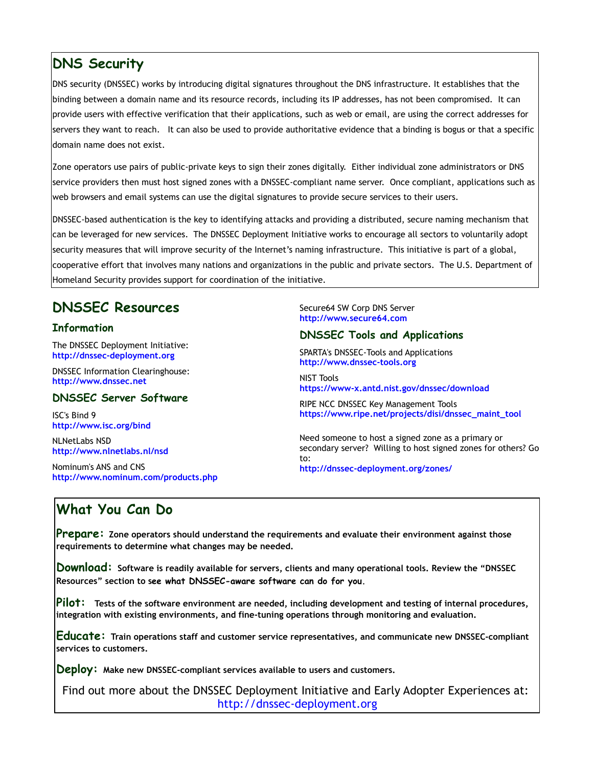## DNS Security

DNS security (DNSSEC) works by introducing digital signatures throughout the DNS infrastructure. It establishes that the binding between a domain name and its resource records, including its IP addresses, has not been compromised. It can provide users with effective verification that their applications, such as web or email, are using the correct addresses for servers they want to reach. It can also be used to provide authoritative evidence that a binding is bogus or that a specific domain name does not exist.

Zone operators use pairs of public-private keys to sign their zones digitally. Either individual zone administrators or DNS service providers then must host signed zones with a DNSSEC-compliant name server. Once compliant, applications such as web browsers and email systems can use the digital signatures to provide secure services to their users.

DNSSEC-based authentication is the key to identifying attacks and providing a distributed, secure naming mechanism that can be leveraged for new services. The DNSSEC Deployment Initiative works to encourage all sectors to voluntarily adopt security measures that will improve security of the Internet's naming infrastructure. This initiative is part of a global, cooperative effort that involves many nations and organizations in the public and private sectors. The U.S. Department of Homeland Security provides support for coordination of the initiative.

## DNSSEC Resources

### Information

The DNSSEC Deployment Initiative:
**http://dnssec-deployment.org**

DNSSEC Information Clearinghouse:
**http://www.dnssec.net**

### DNSSEC Server Software

ISC's Bind 9
**http://www.isc.org/bind**

NLNetLabs NSD
**http://www.nlnetlabs.nl/nsd**

Nominum's ANS and CNS
**http://www.nominum.com/products.php**

Secure64 SW Corp DNS Server
**http://www.secure64.com**

### DNSSEC Tools and Applications

SPARTA's DNSSEC-Tools and Applications
**http://www.dnssec-tools.org**

NIST Tools
**https://www-x.antd.nist.gov/dnssec/download**

RIPE NCC DNSSEC Key Management Tools
**https://www.ripe.net/projects/disi/dnssec_maint_tool**

Need someone to host a signed zone as a primary or secondary server? Willing to host signed zones for others? Go to:
**http://dnssec-deployment.org/zones/**

## What You Can Do

**Prepare:** **Zone operators should understand the requirements and evaluate their environment against those requirements to determine what changes may be needed.**

**Download:** **Software is readily available for servers, clients and many operational tools. Review the "DNSSEC Resources" section to see what DNSSEC-aware software can do for you.**

**Pilot:** **Tests of the software environment are needed, including development and testing of internal procedures, integration with existing environments, and fine-tuning operations through monitoring and evaluation.**

**Educate:** **Train operations staff and customer service representatives, and communicate new DNSSEC-compliant services to customers.**

**Deploy:** **Make new DNSSEC-compliant services available to users and customers.**

Find out more about the DNSSEC Deployment Initiative and Early Adopter Experiences at:
http://dnssec-deployment.org